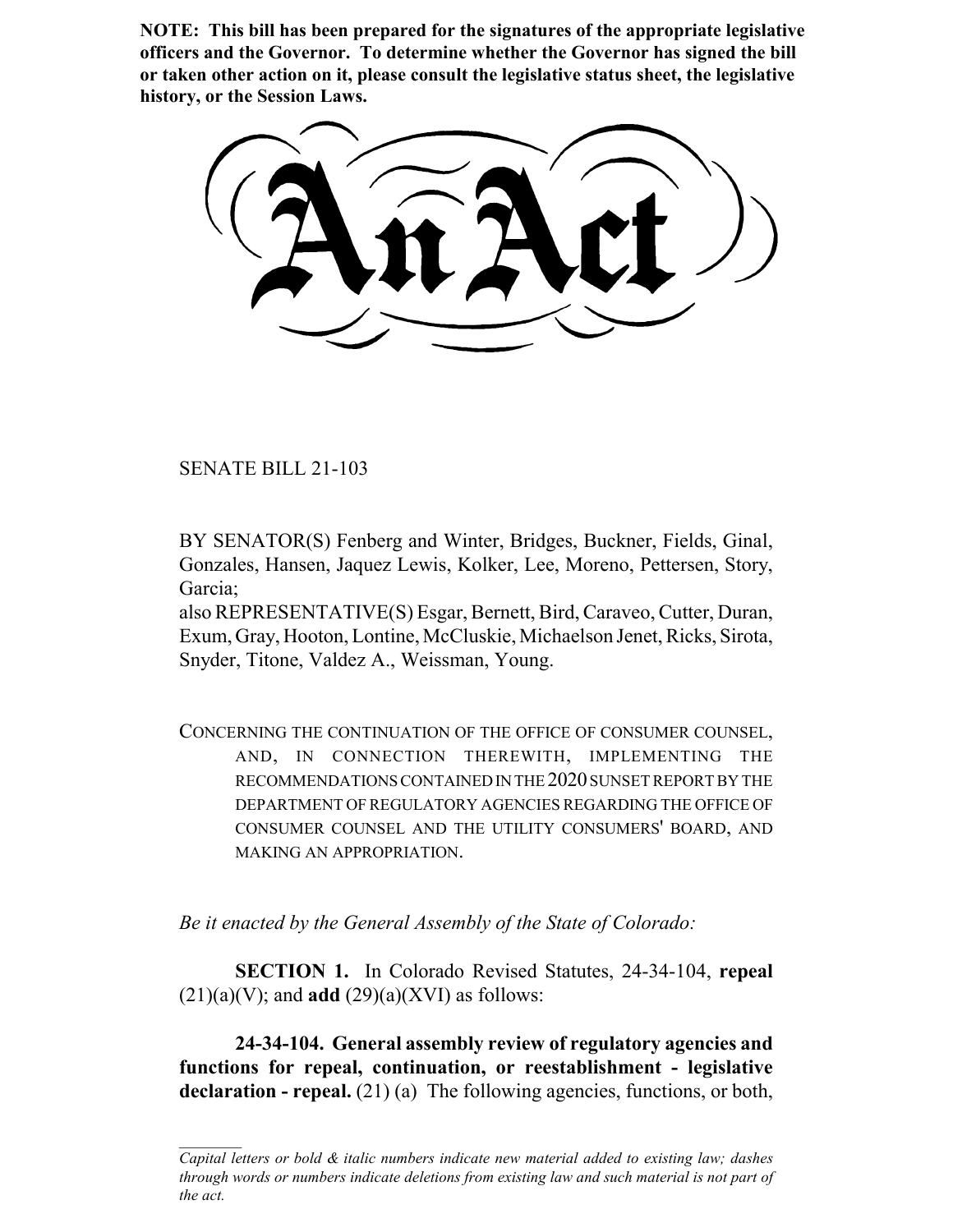**NOTE: This bill has been prepared for the signatures of the appropriate legislative officers and the Governor. To determine whether the Governor has signed the bill or taken other action on it, please consult the legislative status sheet, the legislative history, or the Session Laws.**

# An Act

SENATE BILL 21-103

BY SENATOR(S) Fenberg and Winter, Bridges, Buckner, Fields, Ginal, Gonzales, Hansen, Jaquez Lewis, Kolker, Lee, Moreno, Pettersen, Story, Garcia;
also REPRESENTATIVE(S) Esgar, Bernett, Bird, Caraveo, Cutter, Duran, Exum, Gray, Hooton, Lontine, McCluskie, Michaelson Jenet, Ricks, Sirota, Snyder, Titone, Valdez A., Weissman, Young.

CONCERNING THE CONTINUATION OF THE OFFICE OF CONSUMER COUNSEL, AND, IN CONNECTION THEREWITH, IMPLEMENTING THE RECOMMENDATIONS CONTAINED IN THE 2020 SUNSET REPORT BY THE DEPARTMENT OF REGULATORY AGENCIES REGARDING THE OFFICE OF CONSUMER COUNSEL AND THE UTILITY CONSUMERS' BOARD, AND MAKING AN APPROPRIATION.

*Be it enacted by the General Assembly of the State of Colorado:*

**SECTION 1.** In Colorado Revised Statutes, 24-34-104, **repeal** (21)(a)(V); and **add** (29)(a)(XVI) as follows:

**24-34-104. General assembly review of regulatory agencies and functions for repeal, continuation, or reestablishment - legislative declaration - repeal.** (21) (a) The following agencies, functions, or both,

*Capital letters or bold & italic numbers indicate new material added to existing law; dashes through words or numbers indicate deletions from existing law and such material is not part of the act.*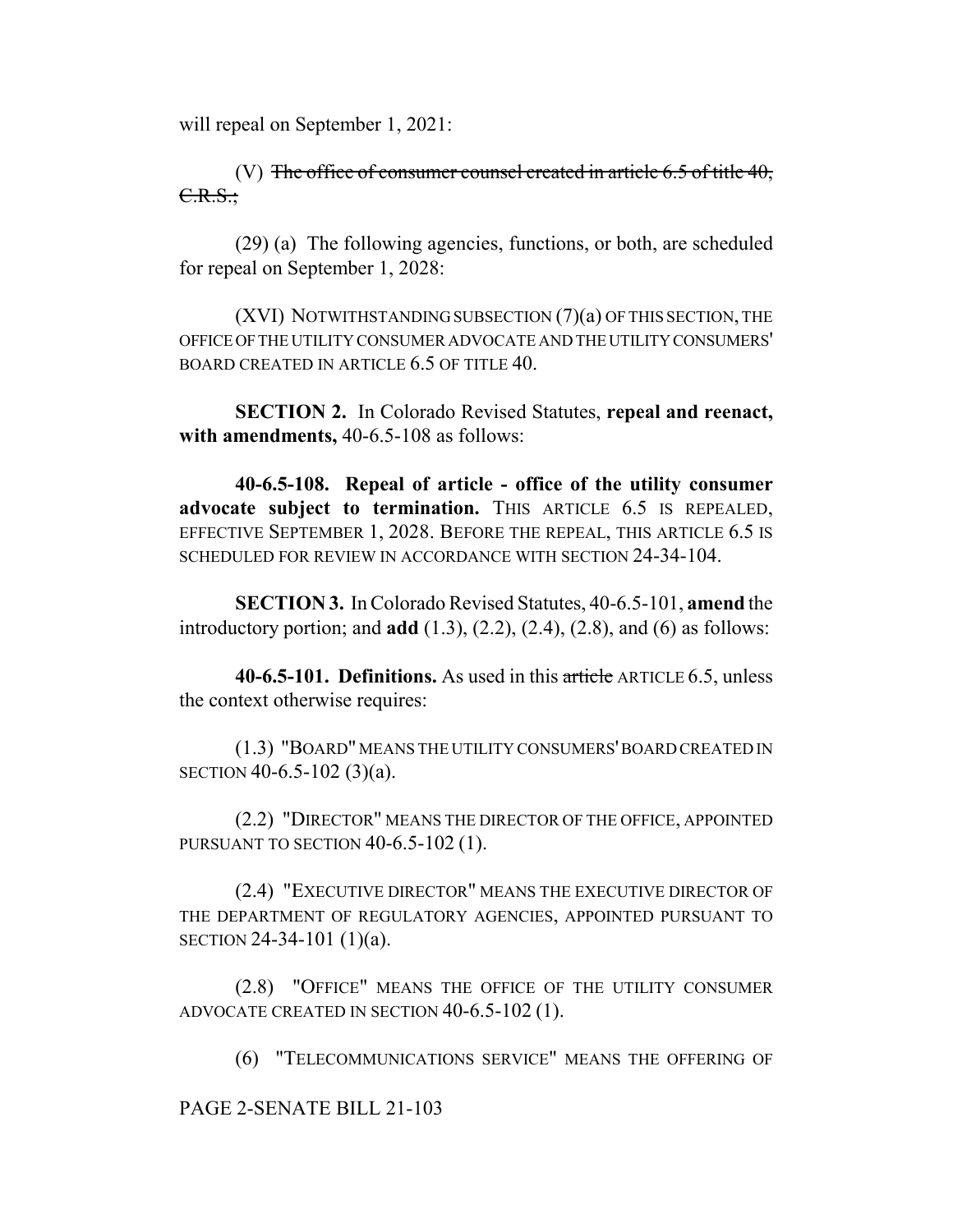will repeal on September 1, 2021:

(V) ~~The office of consumer counsel created in article 6.5 of title 40, C.R.S.;~~

(29) (a) The following agencies, functions, or both, are scheduled for repeal on September 1, 2028:

(XVI) NOTWITHSTANDING SUBSECTION (7)(a) OF THIS SECTION, THE OFFICE OF THE UTILITY CONSUMER ADVOCATE AND THE UTILITY CONSUMERS' BOARD CREATED IN ARTICLE 6.5 OF TITLE 40.

**SECTION 2.** In Colorado Revised Statutes, **repeal and reenact, with amendments,** 40-6.5-108 as follows:

**40-6.5-108. Repeal of article - office of the utility consumer advocate subject to termination.** THIS ARTICLE 6.5 IS REPEALED, EFFECTIVE SEPTEMBER 1, 2028. BEFORE THE REPEAL, THIS ARTICLE 6.5 IS SCHEDULED FOR REVIEW IN ACCORDANCE WITH SECTION 24-34-104.

**SECTION 3.** In Colorado Revised Statutes, 40-6.5-101, **amend** the introductory portion; and **add** (1.3), (2.2), (2.4), (2.8), and (6) as follows:

**40-6.5-101. Definitions.** As used in this ~~article~~ ARTICLE 6.5, unless the context otherwise requires:

(1.3) "BOARD" MEANS THE UTILITY CONSUMERS' BOARD CREATED IN SECTION 40-6.5-102 (3)(a).

(2.2) "DIRECTOR" MEANS THE DIRECTOR OF THE OFFICE, APPOINTED PURSUANT TO SECTION 40-6.5-102 (1).

(2.4) "EXECUTIVE DIRECTOR" MEANS THE EXECUTIVE DIRECTOR OF THE DEPARTMENT OF REGULATORY AGENCIES, APPOINTED PURSUANT TO SECTION 24-34-101 (1)(a).

(2.8) "OFFICE" MEANS THE OFFICE OF THE UTILITY CONSUMER ADVOCATE CREATED IN SECTION 40-6.5-102 (1).

(6) "TELECOMMUNICATIONS SERVICE" MEANS THE OFFERING OF

PAGE 2-SENATE BILL 21-103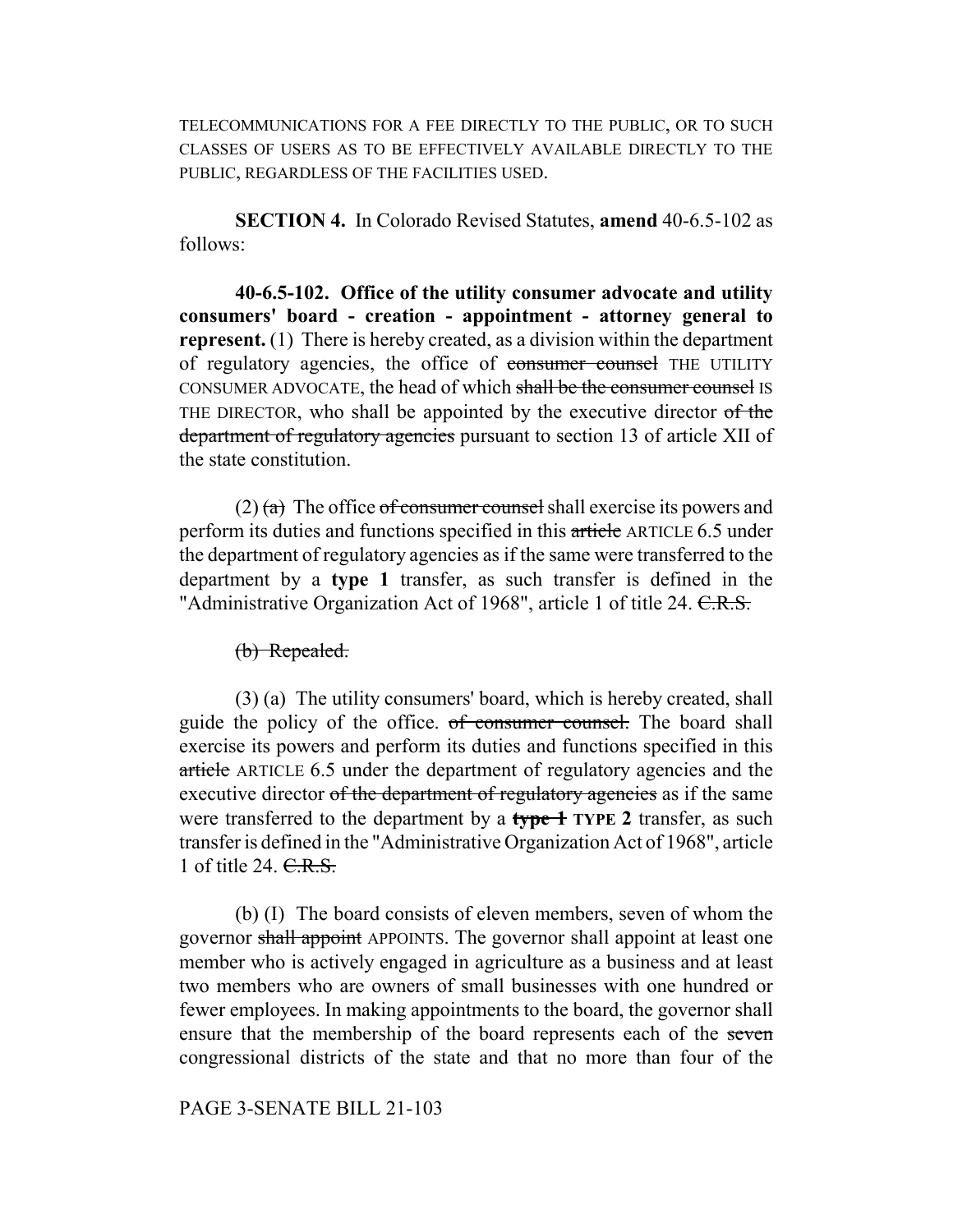TELECOMMUNICATIONS FOR A FEE DIRECTLY TO THE PUBLIC, OR TO SUCH CLASSES OF USERS AS TO BE EFFECTIVELY AVAILABLE DIRECTLY TO THE PUBLIC, REGARDLESS OF THE FACILITIES USED.

**SECTION 4.** In Colorado Revised Statutes, **amend** 40-6.5-102 as follows:

**40-6.5-102. Office of the utility consumer advocate and utility consumers' board - creation - appointment - attorney general to represent.** (1) There is hereby created, as a division within the department of regulatory agencies, the office of ~~consumer counsel~~ THE UTILITY CONSUMER ADVOCATE, the head of which ~~shall be the consumer counsel~~ IS THE DIRECTOR, who shall be appointed by the executive director ~~of the department of regulatory agencies~~ pursuant to section 13 of article XII of the state constitution.

(2) ~~(a)~~ The office ~~of consumer counsel~~ shall exercise its powers and perform its duties and functions specified in this ~~article~~ ARTICLE 6.5 under the department of regulatory agencies as if the same were transferred to the department by a **type 1** transfer, as such transfer is defined in the "Administrative Organization Act of 1968", article 1 of title 24. ~~C.R.S.~~

~~(b) Repealed.~~

(3) (a) The utility consumers' board, which is hereby created, shall guide the policy of the office. ~~of consumer counsel.~~ The board shall exercise its powers and perform its duties and functions specified in this ~~article~~ ARTICLE 6.5 under the department of regulatory agencies and the executive director ~~of the department of regulatory agencies~~ as if the same were transferred to the department by a ~~**type 1**~~ **TYPE 2** transfer, as such transfer is defined in the "Administrative Organization Act of 1968", article 1 of title 24. ~~C.R.S.~~

(b) (I) The board consists of eleven members, seven of whom the governor ~~shall appoint~~ APPOINTS. The governor shall appoint at least one member who is actively engaged in agriculture as a business and at least two members who are owners of small businesses with one hundred or fewer employees. In making appointments to the board, the governor shall ensure that the membership of the board represents each of the ~~seven~~ congressional districts of the state and that no more than four of the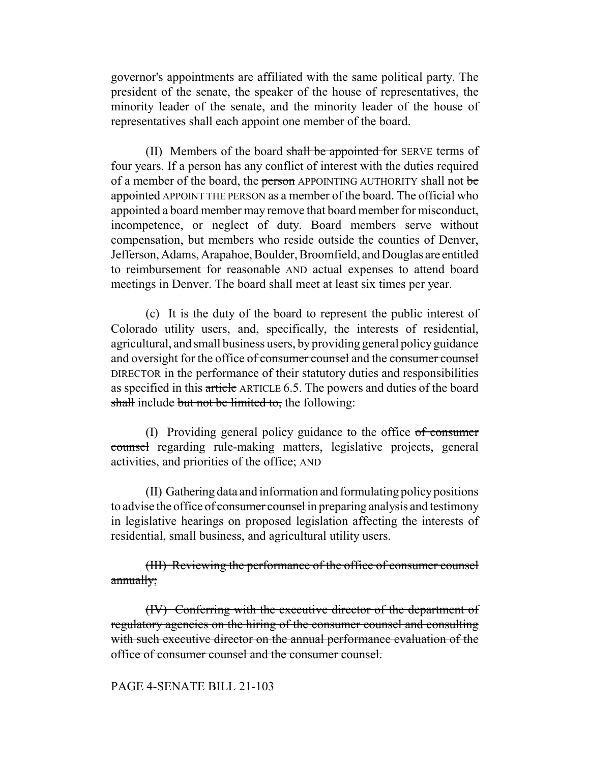governor's appointments are affiliated with the same political party. The president of the senate, the speaker of the house of representatives, the minority leader of the senate, and the minority leader of the house of representatives shall each appoint one member of the board.

(II) Members of the board ~~shall be appointed for~~ SERVE terms of four years. If a person has any conflict of interest with the duties required of a member of the board, the ~~person~~ APPOINTING AUTHORITY shall not ~~be appointed~~ APPOINT THE PERSON as a member of the board. The official who appointed a board member may remove that board member for misconduct, incompetence, or neglect of duty. Board members serve without compensation, but members who reside outside the counties of Denver, Jefferson, Adams, Arapahoe, Boulder, Broomfield, and Douglas are entitled to reimbursement for reasonable AND actual expenses to attend board meetings in Denver. The board shall meet at least six times per year.

(c) It is the duty of the board to represent the public interest of Colorado utility users, and, specifically, the interests of residential, agricultural, and small business users, by providing general policy guidance and oversight for the office ~~of consumer counsel~~ and the ~~consumer counsel~~ DIRECTOR in the performance of their statutory duties and responsibilities as specified in this ~~article~~ ARTICLE 6.5. The powers and duties of the board ~~shall~~ include ~~but not be limited to,~~ the following:

(I) Providing general policy guidance to the office ~~of consumer counsel~~ regarding rule-making matters, legislative projects, general activities, and priorities of the office; AND

(II) Gathering data and information and formulating policy positions to advise the office ~~of consumer counsel~~ in preparing analysis and testimony in legislative hearings on proposed legislation affecting the interests of residential, small business, and agricultural utility users.

~~(III) Reviewing the performance of the office of consumer counsel annually;~~

~~(IV) Conferring with the executive director of the department of regulatory agencies on the hiring of the consumer counsel and consulting with such executive director on the annual performance evaluation of the office of consumer counsel and the consumer counsel.~~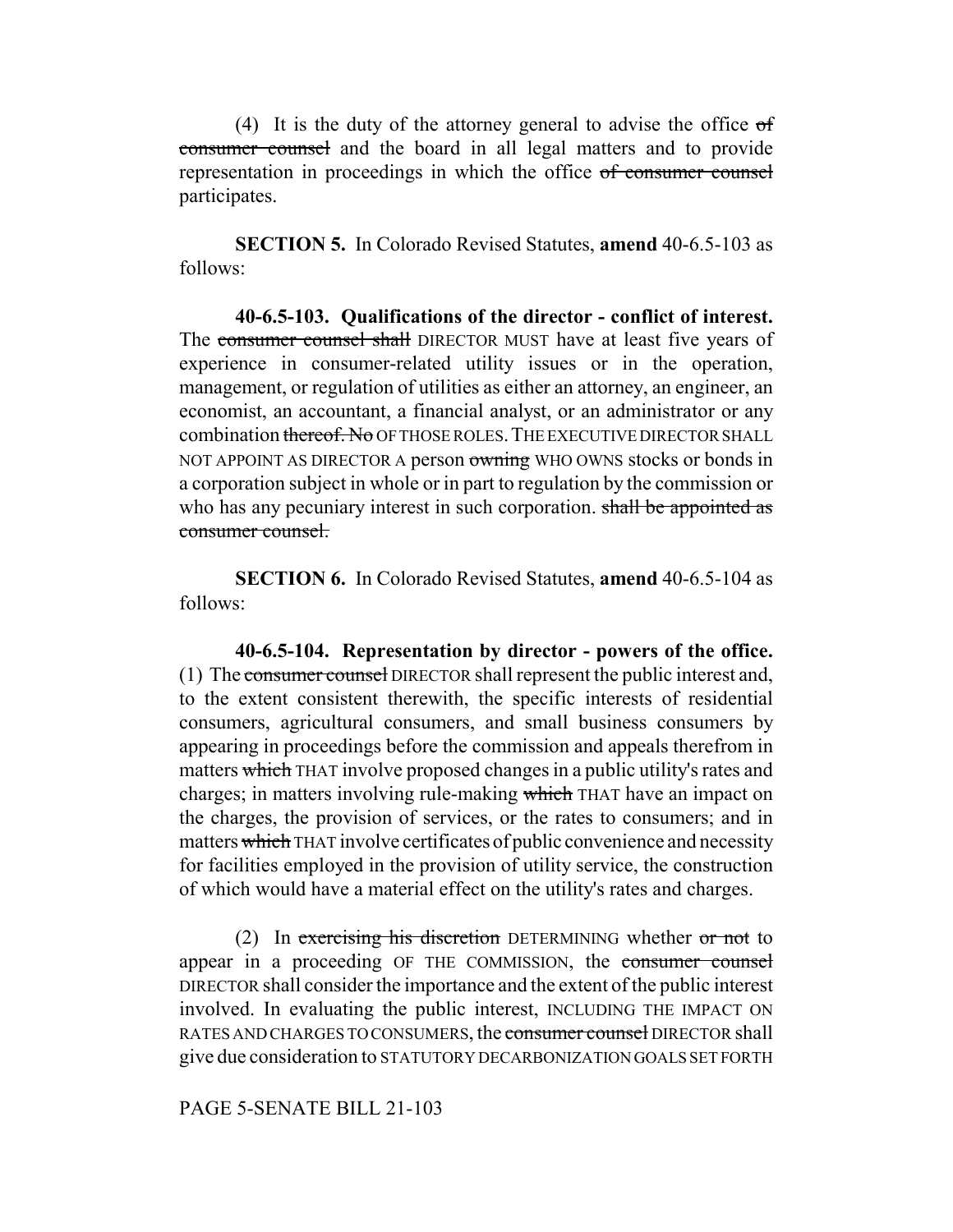(4) It is the duty of the attorney general to advise the office ~~of consumer counsel~~ and the board in all legal matters and to provide representation in proceedings in which the office ~~of consumer counsel~~ participates.

**SECTION 5.** In Colorado Revised Statutes, **amend** 40-6.5-103 as follows:

**40-6.5-103. Qualifications of the director - conflict of interest.** The ~~consumer counsel shall~~ DIRECTOR MUST have at least five years of experience in consumer-related utility issues or in the operation, management, or regulation of utilities as either an attorney, an engineer, an economist, an accountant, a financial analyst, or an administrator or any combination ~~thereof. No~~ OF THOSE ROLES. THE EXECUTIVE DIRECTOR SHALL NOT APPOINT AS DIRECTOR A person ~~owning~~ WHO OWNS stocks or bonds in a corporation subject in whole or in part to regulation by the commission or who has any pecuniary interest in such corporation. ~~shall be appointed as consumer counsel.~~

**SECTION 6.** In Colorado Revised Statutes, **amend** 40-6.5-104 as follows:

**40-6.5-104. Representation by director - powers of the office.** (1) The ~~consumer counsel~~ DIRECTOR shall represent the public interest and, to the extent consistent therewith, the specific interests of residential consumers, agricultural consumers, and small business consumers by appearing in proceedings before the commission and appeals therefrom in matters ~~which~~ THAT involve proposed changes in a public utility's rates and charges; in matters involving rule-making ~~which~~ THAT have an impact on the charges, the provision of services, or the rates to consumers; and in matters ~~which~~ THAT involve certificates of public convenience and necessity for facilities employed in the provision of utility service, the construction of which would have a material effect on the utility's rates and charges.

(2) In ~~exercising his discretion~~ DETERMINING whether ~~or not~~ to appear in a proceeding OF THE COMMISSION, the ~~consumer counsel~~ DIRECTOR shall consider the importance and the extent of the public interest involved. In evaluating the public interest, INCLUDING THE IMPACT ON RATES AND CHARGES TO CONSUMERS, the ~~consumer counsel~~ DIRECTOR shall give due consideration to STATUTORY DECARBONIZATION GOALS SET FORTH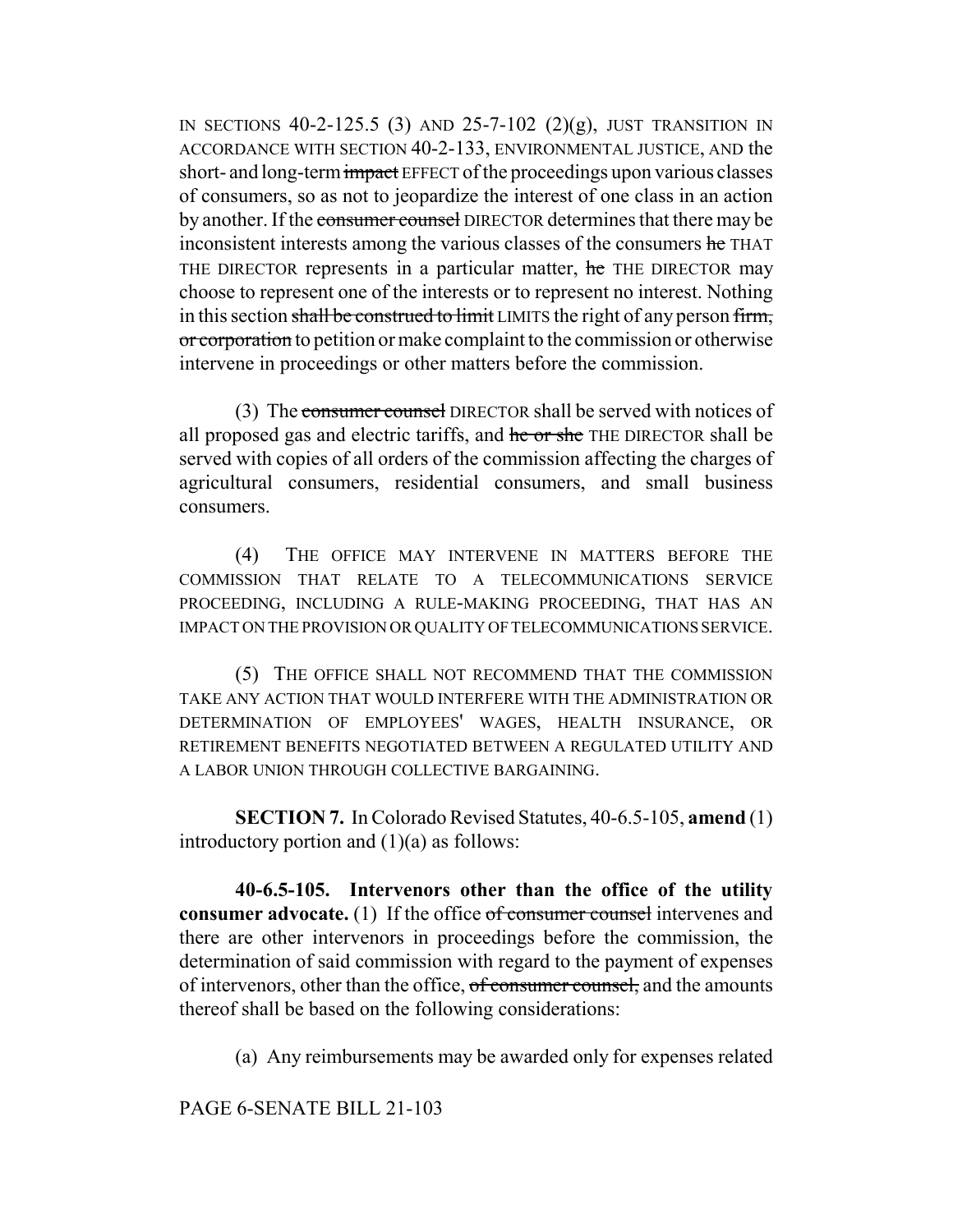IN SECTIONS 40-2-125.5 (3) AND 25-7-102 (2)(g), JUST TRANSITION IN ACCORDANCE WITH SECTION 40-2-133, ENVIRONMENTAL JUSTICE, AND the short- and long-term ~~impact~~ EFFECT of the proceedings upon various classes of consumers, so as not to jeopardize the interest of one class in an action by another. If the ~~consumer counsel~~ DIRECTOR determines that there may be inconsistent interests among the various classes of the consumers ~~he~~ THAT THE DIRECTOR represents in a particular matter, ~~he~~ THE DIRECTOR may choose to represent one of the interests or to represent no interest. Nothing in this section ~~shall be construed to limit~~ LIMITS the right of any person ~~firm, or corporation~~ to petition or make complaint to the commission or otherwise intervene in proceedings or other matters before the commission.

(3) The ~~consumer counsel~~ DIRECTOR shall be served with notices of all proposed gas and electric tariffs, and ~~he or she~~ THE DIRECTOR shall be served with copies of all orders of the commission affecting the charges of agricultural consumers, residential consumers, and small business consumers.

(4) THE OFFICE MAY INTERVENE IN MATTERS BEFORE THE COMMISSION THAT RELATE TO A TELECOMMUNICATIONS SERVICE PROCEEDING, INCLUDING A RULE-MAKING PROCEEDING, THAT HAS AN IMPACT ON THE PROVISION OR QUALITY OF TELECOMMUNICATIONS SERVICE.

(5) THE OFFICE SHALL NOT RECOMMEND THAT THE COMMISSION TAKE ANY ACTION THAT WOULD INTERFERE WITH THE ADMINISTRATION OR DETERMINATION OF EMPLOYEES' WAGES, HEALTH INSURANCE, OR RETIREMENT BENEFITS NEGOTIATED BETWEEN A REGULATED UTILITY AND A LABOR UNION THROUGH COLLECTIVE BARGAINING.

**SECTION 7.** In Colorado Revised Statutes, 40-6.5-105, **amend** (1) introductory portion and (1)(a) as follows:

**40-6.5-105. Intervenors other than the office of the utility consumer advocate.** (1) If the office ~~of consumer counsel~~ intervenes and there are other intervenors in proceedings before the commission, the determination of said commission with regard to the payment of expenses of intervenors, other than the office, ~~of consumer counsel,~~ and the amounts thereof shall be based on the following considerations:

(a) Any reimbursements may be awarded only for expenses related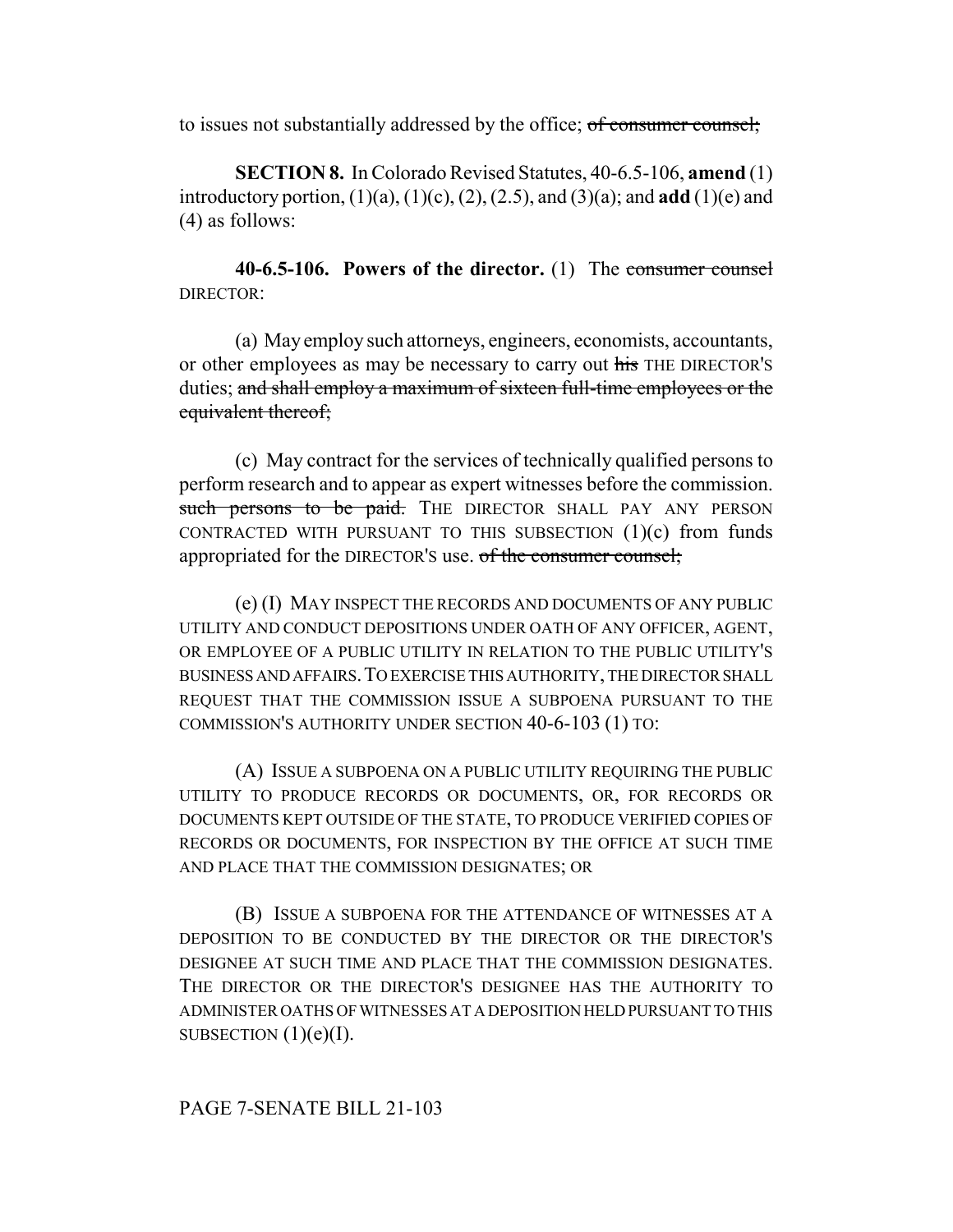to issues not substantially addressed by the office; ~~of consumer counsel;~~

**SECTION 8.** In Colorado Revised Statutes, 40-6.5-106, **amend** (1) introductory portion, (1)(a), (1)(c), (2), (2.5), and (3)(a); and **add** (1)(e) and (4) as follows:

**40-6.5-106. Powers of the director.** (1) The ~~consumer counsel~~ DIRECTOR:

(a) May employ such attorneys, engineers, economists, accountants, or other employees as may be necessary to carry out ~~his~~ THE DIRECTOR'S duties; ~~and shall employ a maximum of sixteen full-time employees or the equivalent thereof;~~

(c) May contract for the services of technically qualified persons to perform research and to appear as expert witnesses before the commission. ~~such persons to be paid.~~ THE DIRECTOR SHALL PAY ANY PERSON CONTRACTED WITH PURSUANT TO THIS SUBSECTION (1)(c) from funds appropriated for the DIRECTOR'S use. ~~of the consumer counsel;~~

(e) (I) MAY INSPECT THE RECORDS AND DOCUMENTS OF ANY PUBLIC UTILITY AND CONDUCT DEPOSITIONS UNDER OATH OF ANY OFFICER, AGENT, OR EMPLOYEE OF A PUBLIC UTILITY IN RELATION TO THE PUBLIC UTILITY'S BUSINESS AND AFFAIRS. TO EXERCISE THIS AUTHORITY, THE DIRECTOR SHALL REQUEST THAT THE COMMISSION ISSUE A SUBPOENA PURSUANT TO THE COMMISSION'S AUTHORITY UNDER SECTION 40-6-103 (1) TO:

(A) ISSUE A SUBPOENA ON A PUBLIC UTILITY REQUIRING THE PUBLIC UTILITY TO PRODUCE RECORDS OR DOCUMENTS, OR, FOR RECORDS OR DOCUMENTS KEPT OUTSIDE OF THE STATE, TO PRODUCE VERIFIED COPIES OF RECORDS OR DOCUMENTS, FOR INSPECTION BY THE OFFICE AT SUCH TIME AND PLACE THAT THE COMMISSION DESIGNATES; OR

(B) ISSUE A SUBPOENA FOR THE ATTENDANCE OF WITNESSES AT A DEPOSITION TO BE CONDUCTED BY THE DIRECTOR OR THE DIRECTOR'S DESIGNEE AT SUCH TIME AND PLACE THAT THE COMMISSION DESIGNATES. THE DIRECTOR OR THE DIRECTOR'S DESIGNEE HAS THE AUTHORITY TO ADMINISTER OATHS OF WITNESSES AT A DEPOSITION HELD PURSUANT TO THIS SUBSECTION (1)(e)(I).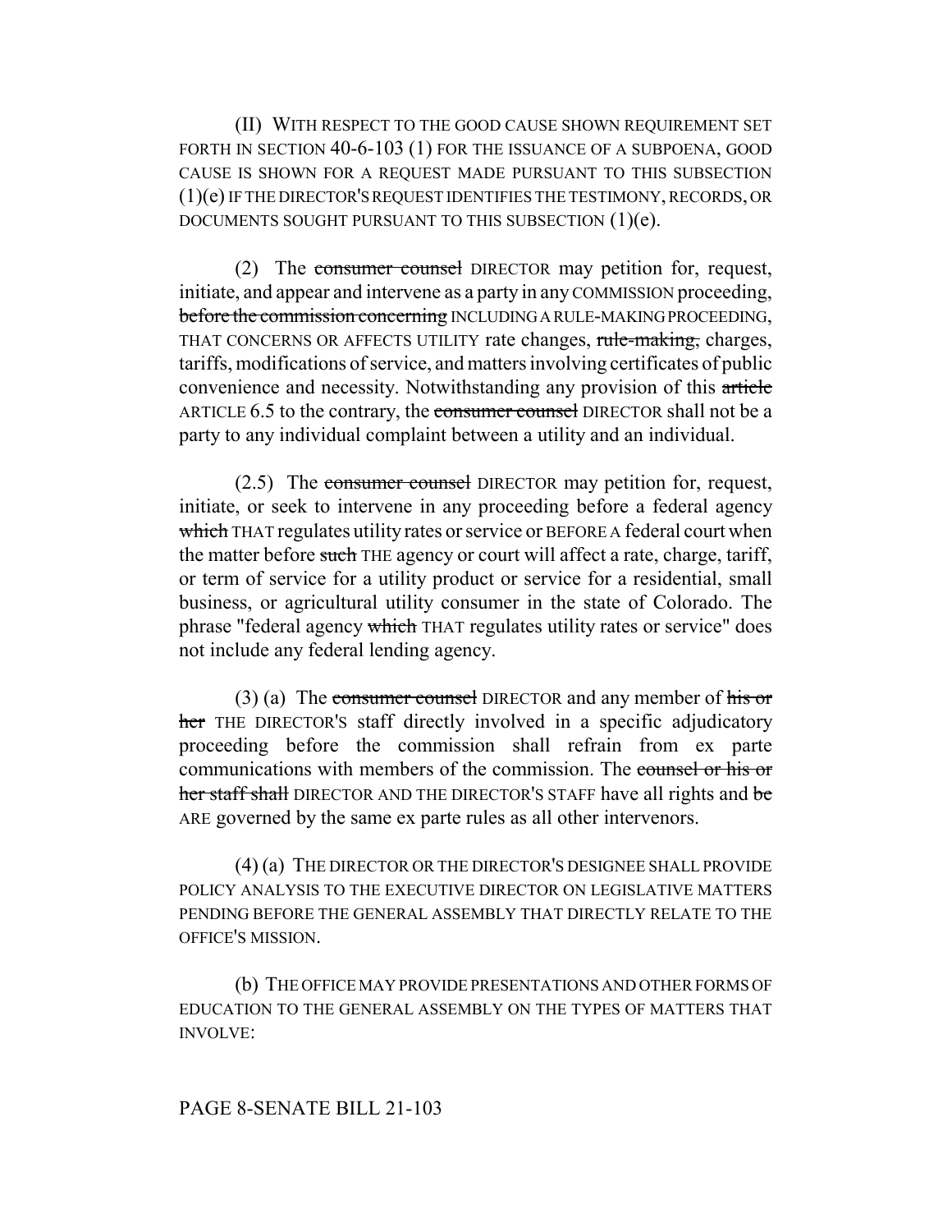(II) WITH RESPECT TO THE GOOD CAUSE SHOWN REQUIREMENT SET FORTH IN SECTION 40-6-103 (1) FOR THE ISSUANCE OF A SUBPOENA, GOOD CAUSE IS SHOWN FOR A REQUEST MADE PURSUANT TO THIS SUBSECTION (1)(e) IF THE DIRECTOR'S REQUEST IDENTIFIES THE TESTIMONY, RECORDS, OR DOCUMENTS SOUGHT PURSUANT TO THIS SUBSECTION (1)(e).

(2) The ~~consumer counsel~~ DIRECTOR may petition for, request, initiate, and appear and intervene as a party in any COMMISSION proceeding, ~~before the commission concerning~~ INCLUDING A RULE-MAKING PROCEEDING, THAT CONCERNS OR AFFECTS UTILITY rate changes, ~~rule-making,~~ charges, tariffs, modifications of service, and matters involving certificates of public convenience and necessity. Notwithstanding any provision of this ~~article~~ ARTICLE 6.5 to the contrary, the ~~consumer counsel~~ DIRECTOR shall not be a party to any individual complaint between a utility and an individual.

(2.5) The ~~consumer counsel~~ DIRECTOR may petition for, request, initiate, or seek to intervene in any proceeding before a federal agency ~~which~~ THAT regulates utility rates or service or BEFORE A federal court when the matter before ~~such~~ THE agency or court will affect a rate, charge, tariff, or term of service for a utility product or service for a residential, small business, or agricultural utility consumer in the state of Colorado. The phrase "federal agency ~~which~~ THAT regulates utility rates or service" does not include any federal lending agency.

(3) (a) The ~~consumer counsel~~ DIRECTOR and any member of ~~his or her~~ THE DIRECTOR'S staff directly involved in a specific adjudicatory proceeding before the commission shall refrain from ex parte communications with members of the commission. The ~~counsel or his or her staff shall~~ DIRECTOR AND THE DIRECTOR'S STAFF have all rights and ~~be~~ ARE governed by the same ex parte rules as all other intervenors.

(4) (a) THE DIRECTOR OR THE DIRECTOR'S DESIGNEE SHALL PROVIDE POLICY ANALYSIS TO THE EXECUTIVE DIRECTOR ON LEGISLATIVE MATTERS PENDING BEFORE THE GENERAL ASSEMBLY THAT DIRECTLY RELATE TO THE OFFICE'S MISSION.

(b) THE OFFICE MAY PROVIDE PRESENTATIONS AND OTHER FORMS OF EDUCATION TO THE GENERAL ASSEMBLY ON THE TYPES OF MATTERS THAT INVOLVE: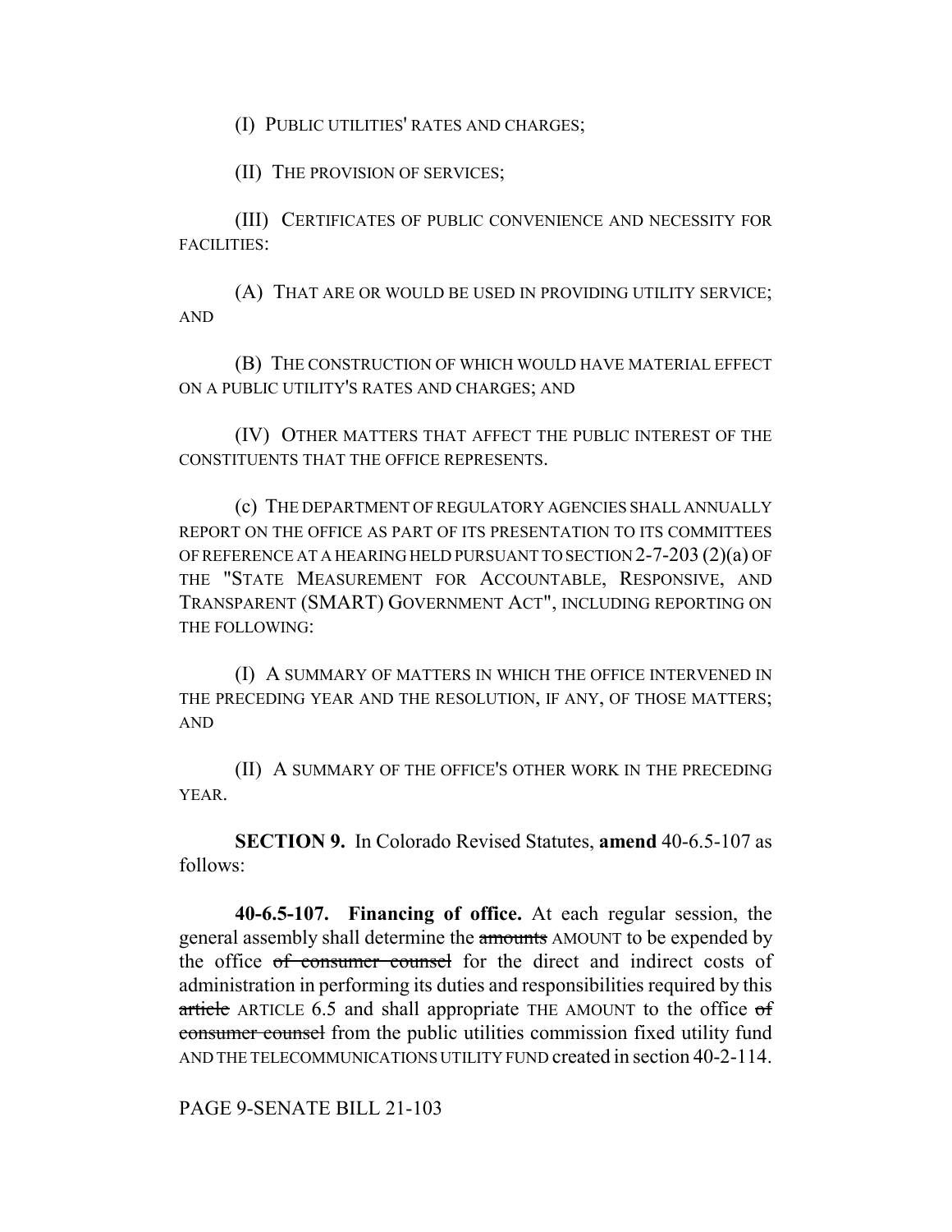(I) PUBLIC UTILITIES' RATES AND CHARGES;

(II) THE PROVISION OF SERVICES;

(III) CERTIFICATES OF PUBLIC CONVENIENCE AND NECESSITY FOR FACILITIES:

(A) THAT ARE OR WOULD BE USED IN PROVIDING UTILITY SERVICE; AND

(B) THE CONSTRUCTION OF WHICH WOULD HAVE MATERIAL EFFECT ON A PUBLIC UTILITY'S RATES AND CHARGES; AND

(IV) OTHER MATTERS THAT AFFECT THE PUBLIC INTEREST OF THE CONSTITUENTS THAT THE OFFICE REPRESENTS.

(c) THE DEPARTMENT OF REGULATORY AGENCIES SHALL ANNUALLY REPORT ON THE OFFICE AS PART OF ITS PRESENTATION TO ITS COMMITTEES OF REFERENCE AT A HEARING HELD PURSUANT TO SECTION 2-7-203 (2)(a) OF THE "STATE MEASUREMENT FOR ACCOUNTABLE, RESPONSIVE, AND TRANSPARENT (SMART) GOVERNMENT ACT", INCLUDING REPORTING ON THE FOLLOWING:

(I) A SUMMARY OF MATTERS IN WHICH THE OFFICE INTERVENED IN THE PRECEDING YEAR AND THE RESOLUTION, IF ANY, OF THOSE MATTERS; AND

(II) A SUMMARY OF THE OFFICE'S OTHER WORK IN THE PRECEDING YEAR.

**SECTION 9.** In Colorado Revised Statutes, **amend** 40-6.5-107 as follows:

**40-6.5-107. Financing of office.** At each regular session, the general assembly shall determine the ~~amounts~~ AMOUNT to be expended by the office ~~of consumer counsel~~ for the direct and indirect costs of administration in performing its duties and responsibilities required by this ~~article~~ ARTICLE 6.5 and shall appropriate THE AMOUNT to the office ~~of consumer counsel~~ from the public utilities commission fixed utility fund AND THE TELECOMMUNICATIONS UTILITY FUND created in section 40-2-114.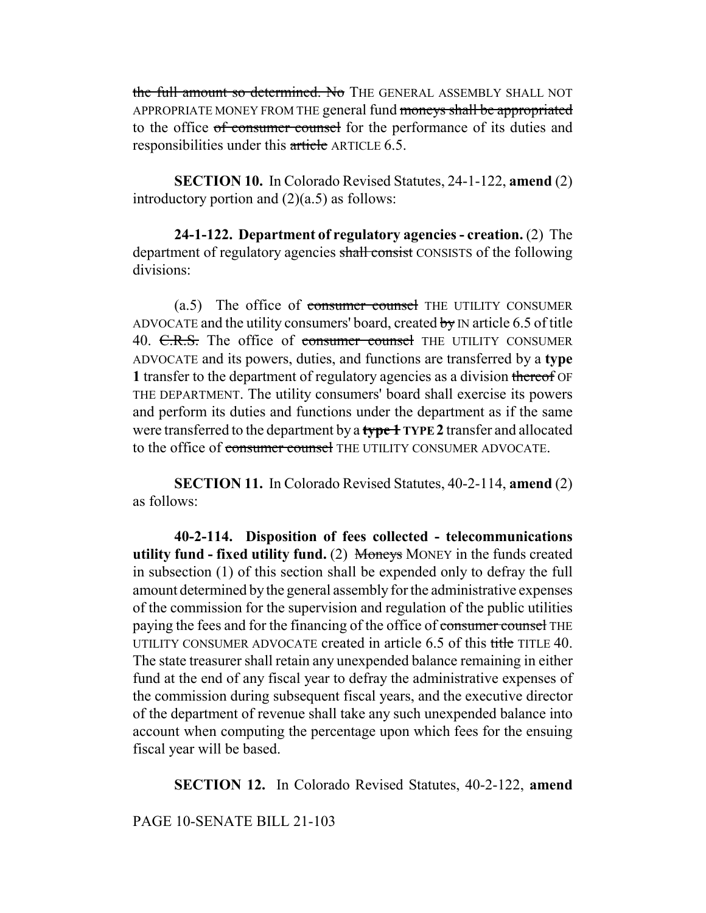~~the full amount so determined. No~~ THE GENERAL ASSEMBLY SHALL NOT APPROPRIATE MONEY FROM THE general fund ~~moneys shall be appropriated~~ to the office ~~of consumer counsel~~ for the performance of its duties and responsibilities under this ~~article~~ ARTICLE 6.5.

**SECTION 10.** In Colorado Revised Statutes, 24-1-122, **amend** (2) introductory portion and (2)(a.5) as follows:

**24-1-122. Department of regulatory agencies - creation.** (2) The department of regulatory agencies ~~shall consist~~ CONSISTS of the following divisions:

(a.5) The office of ~~consumer counsel~~ THE UTILITY CONSUMER ADVOCATE and the utility consumers' board, created ~~by~~ IN article 6.5 of title 40. ~~C.R.S.~~ The office of ~~consumer counsel~~ THE UTILITY CONSUMER ADVOCATE and its powers, duties, and functions are transferred by a **type 1** transfer to the department of regulatory agencies as a division ~~thereof~~ OF THE DEPARTMENT. The utility consumers' board shall exercise its powers and perform its duties and functions under the department as if the same were transferred to the department by a ~~**type 1**~~ **TYPE 2** transfer and allocated to the office of ~~consumer counsel~~ THE UTILITY CONSUMER ADVOCATE.

**SECTION 11.** In Colorado Revised Statutes, 40-2-114, **amend** (2) as follows:

**40-2-114. Disposition of fees collected - telecommunications utility fund - fixed utility fund.** (2) ~~Moneys~~ MONEY in the funds created in subsection (1) of this section shall be expended only to defray the full amount determined by the general assembly for the administrative expenses of the commission for the supervision and regulation of the public utilities paying the fees and for the financing of the office of ~~consumer counsel~~ THE UTILITY CONSUMER ADVOCATE created in article 6.5 of this ~~title~~ TITLE 40. The state treasurer shall retain any unexpended balance remaining in either fund at the end of any fiscal year to defray the administrative expenses of the commission during subsequent fiscal years, and the executive director of the department of revenue shall take any such unexpended balance into account when computing the percentage upon which fees for the ensuing fiscal year will be based.

**SECTION 12.** In Colorado Revised Statutes, 40-2-122, **amend**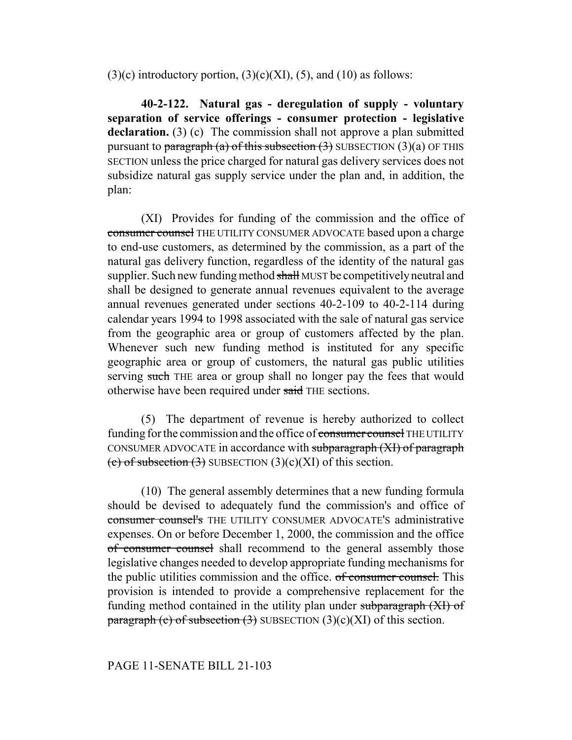(3)(c) introductory portion, (3)(c)(XI), (5), and (10) as follows:

**40-2-122. Natural gas - deregulation of supply - voluntary separation of service offerings - consumer protection - legislative declaration.** (3) (c) The commission shall not approve a plan submitted pursuant to ~~paragraph (a) of this subsection (3)~~ SUBSECTION (3)(a) OF THIS SECTION unless the price charged for natural gas delivery services does not subsidize natural gas supply service under the plan and, in addition, the plan:

(XI) Provides for funding of the commission and the office of ~~consumer counsel~~ THE UTILITY CONSUMER ADVOCATE based upon a charge to end-use customers, as determined by the commission, as a part of the natural gas delivery function, regardless of the identity of the natural gas supplier. Such new funding method ~~shall~~ MUST be competitively neutral and shall be designed to generate annual revenues equivalent to the average annual revenues generated under sections 40-2-109 to 40-2-114 during calendar years 1994 to 1998 associated with the sale of natural gas service from the geographic area or group of customers affected by the plan. Whenever such new funding method is instituted for any specific geographic area or group of customers, the natural gas public utilities serving ~~such~~ THE area or group shall no longer pay the fees that would otherwise have been required under ~~said~~ THE sections.

(5) The department of revenue is hereby authorized to collect funding for the commission and the office of ~~consumer counsel~~ THE UTILITY CONSUMER ADVOCATE in accordance with ~~subparagraph (XI) of paragraph (c) of subsection (3)~~ SUBSECTION (3)(c)(XI) of this section.

(10) The general assembly determines that a new funding formula should be devised to adequately fund the commission's and office of ~~consumer counsel's~~ THE UTILITY CONSUMER ADVOCATE'S administrative expenses. On or before December 1, 2000, the commission and the office ~~of consumer counsel~~ shall recommend to the general assembly those legislative changes needed to develop appropriate funding mechanisms for the public utilities commission and the office. ~~of consumer counsel.~~ This provision is intended to provide a comprehensive replacement for the funding method contained in the utility plan under ~~subparagraph (XI) of paragraph (c) of subsection (3)~~ SUBSECTION (3)(c)(XI) of this section.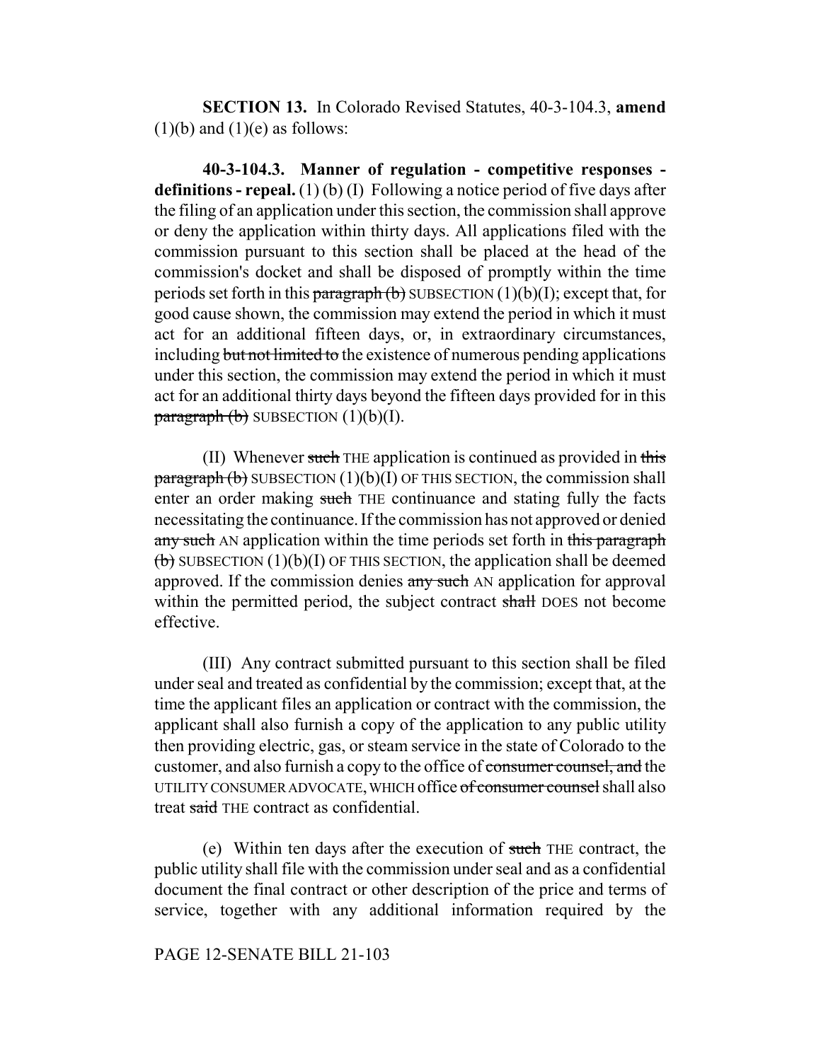**SECTION 13.** In Colorado Revised Statutes, 40-3-104.3, **amend** (1)(b) and (1)(e) as follows:

**40-3-104.3. Manner of regulation - competitive responses - definitions - repeal.** (1) (b) (I) Following a notice period of five days after the filing of an application under this section, the commission shall approve or deny the application within thirty days. All applications filed with the commission pursuant to this section shall be placed at the head of the commission's docket and shall be disposed of promptly within the time periods set forth in this ~~paragraph (b)~~ SUBSECTION (1)(b)(I); except that, for good cause shown, the commission may extend the period in which it must act for an additional fifteen days, or, in extraordinary circumstances, including ~~but not limited to~~ the existence of numerous pending applications under this section, the commission may extend the period in which it must act for an additional thirty days beyond the fifteen days provided for in this ~~paragraph (b)~~ SUBSECTION (1)(b)(I).

(II) Whenever ~~such~~ THE application is continued as provided in ~~this paragraph (b)~~ SUBSECTION (1)(b)(I) OF THIS SECTION, the commission shall enter an order making ~~such~~ THE continuance and stating fully the facts necessitating the continuance. If the commission has not approved or denied ~~any such~~ AN application within the time periods set forth in ~~this paragraph (b)~~ SUBSECTION (1)(b)(I) OF THIS SECTION, the application shall be deemed approved. If the commission denies ~~any such~~ AN application for approval within the permitted period, the subject contract ~~shall~~ DOES not become effective.

(III) Any contract submitted pursuant to this section shall be filed under seal and treated as confidential by the commission; except that, at the time the applicant files an application or contract with the commission, the applicant shall also furnish a copy of the application to any public utility then providing electric, gas, or steam service in the state of Colorado to the customer, and also furnish a copy to the office of ~~consumer counsel, and~~ the UTILITY CONSUMER ADVOCATE, WHICH office ~~of consumer counsel~~ shall also treat ~~said~~ THE contract as confidential.

(e) Within ten days after the execution of ~~such~~ THE contract, the public utility shall file with the commission under seal and as a confidential document the final contract or other description of the price and terms of service, together with any additional information required by the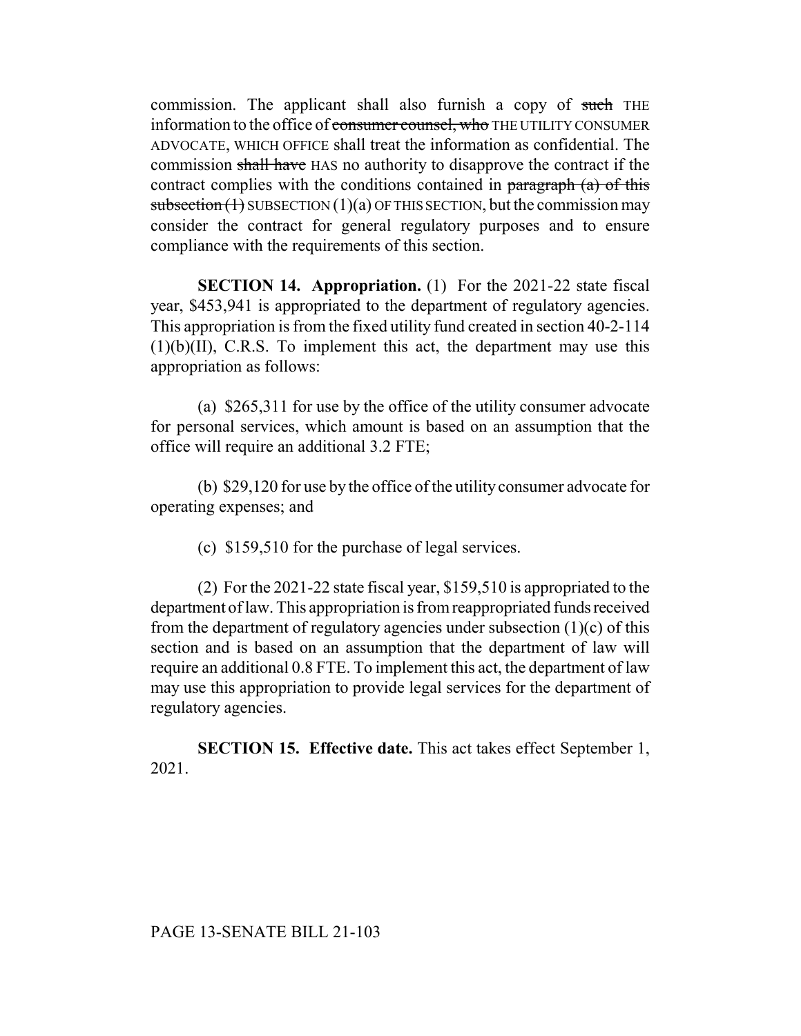commission. The applicant shall also furnish a copy of ~~such~~ THE information to the office of ~~consumer counsel, who~~ THE UTILITY CONSUMER ADVOCATE, WHICH OFFICE shall treat the information as confidential. The commission ~~shall have~~ HAS no authority to disapprove the contract if the contract complies with the conditions contained in ~~paragraph (a) of this subsection (1)~~ SUBSECTION (1)(a) OF THIS SECTION, but the commission may consider the contract for general regulatory purposes and to ensure compliance with the requirements of this section.

**SECTION 14. Appropriation.** (1) For the 2021-22 state fiscal year, $453,941 is appropriated to the department of regulatory agencies. This appropriation is from the fixed utility fund created in section 40-2-114 (1)(b)(II), C.R.S. To implement this act, the department may use this appropriation as follows:

(a) $265,311 for use by the office of the utility consumer advocate for personal services, which amount is based on an assumption that the office will require an additional 3.2 FTE;

(b) $29,120 for use by the office of the utility consumer advocate for operating expenses; and

(c) $159,510 for the purchase of legal services.

(2) For the 2021-22 state fiscal year, $159,510 is appropriated to the department of law. This appropriation is from reappropriated funds received from the department of regulatory agencies under subsection (1)(c) of this section and is based on an assumption that the department of law will require an additional 0.8 FTE. To implement this act, the department of law may use this appropriation to provide legal services for the department of regulatory agencies.

**SECTION 15. Effective date.** This act takes effect September 1, 2021.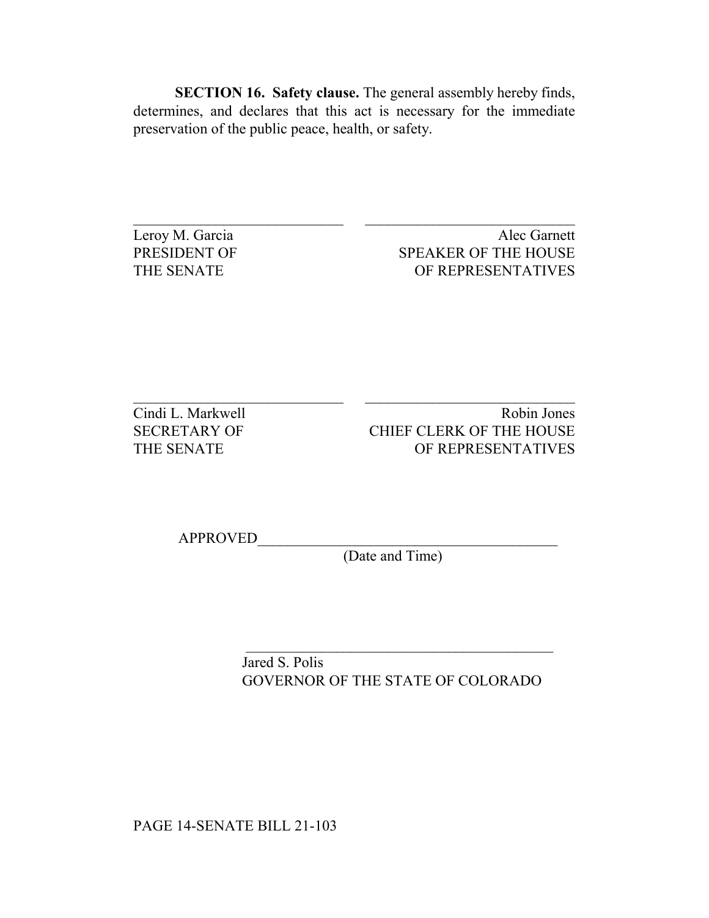**SECTION 16. Safety clause.** The general assembly hereby finds, determines, and declares that this act is necessary for the immediate preservation of the public peace, health, or safety.

\_\_\_\_\_\_\_\_\_\_\_\_\_\_\_\_\_\_\_\_\_\_\_\_\_\_\_\_
Leroy M. Garcia
PRESIDENT OF
THE SENATE

\_\_\_\_\_\_\_\_\_\_\_\_\_\_\_\_\_\_\_\_\_\_\_\_\_\_\_\_
Alec Garnett
SPEAKER OF THE HOUSE
OF REPRESENTATIVES

\_\_\_\_\_\_\_\_\_\_\_\_\_\_\_\_\_\_\_\_\_\_\_\_\_\_\_\_
Cindi L. Markwell
SECRETARY OF
THE SENATE

\_\_\_\_\_\_\_\_\_\_\_\_\_\_\_\_\_\_\_\_\_\_\_\_\_\_\_\_
Robin Jones
CHIEF CLERK OF THE HOUSE
OF REPRESENTATIVES

APPROVED\_\_\_\_\_\_\_\_\_\_\_\_\_\_\_\_\_\_\_\_\_\_\_\_\_\_\_\_\_\_\_\_\_\_\_\_\_\_\_\_
(Date and Time)

\_\_\_\_\_\_\_\_\_\_\_\_\_\_\_\_\_\_\_\_\_\_\_\_\_\_\_\_\_\_\_\_\_\_\_\_\_\_\_\_
Jared S. Polis
GOVERNOR OF THE STATE OF COLORADO

PAGE 14-SENATE BILL 21-103